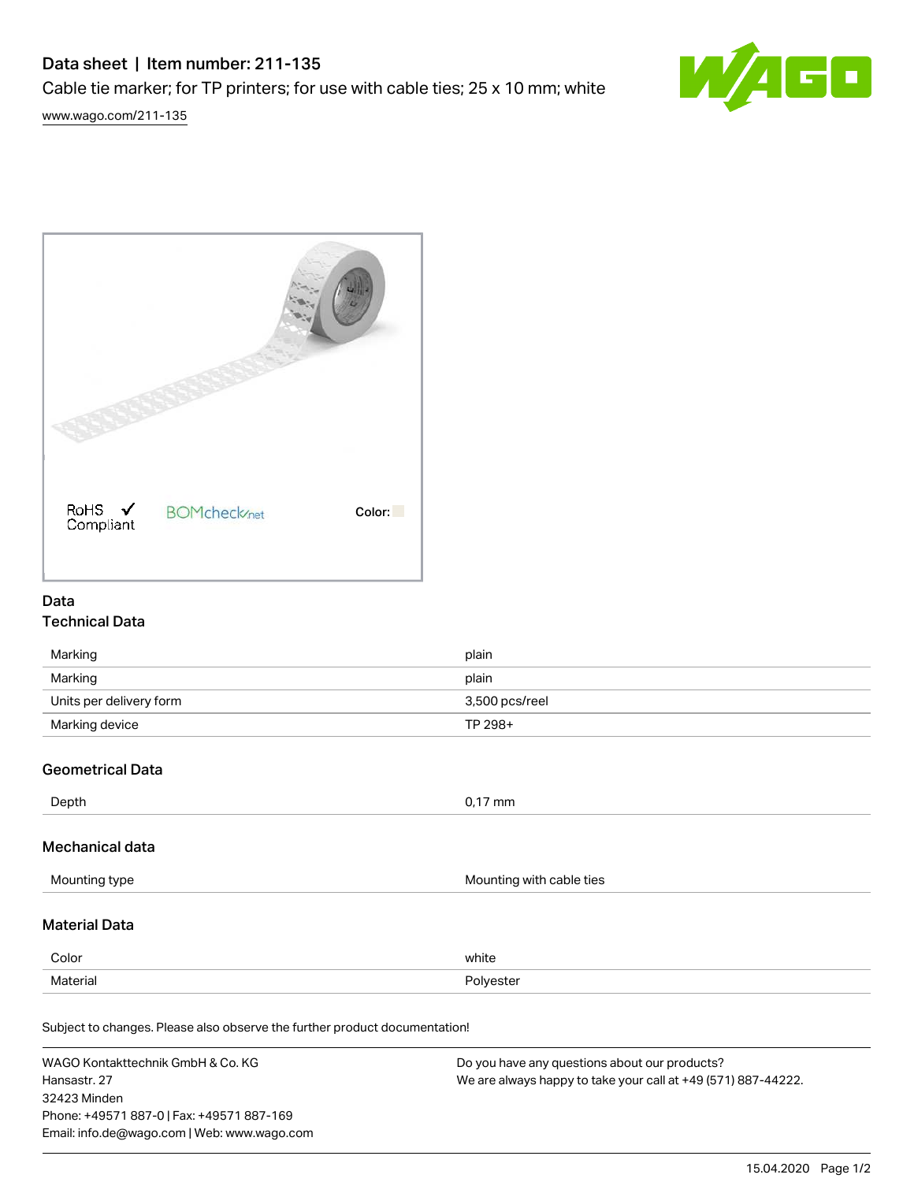# Data sheet | Item number: 211-135

Cable tie marker; for TP printers; for use with cable ties; 25 x 10 mm; white

www.wago.com/211-135

RoHS ✓ Compliant

BOMcheck.net

Color:

## Data

### Technical Data

| | |
|---|---|
| Marking | plain |
| Marking | plain |
| Units per delivery form | 3,500 pcs/reel |
| Marking device | TP 298+ |

### Geometrical Data

| | |
|---|---|
| Depth | 0,17 mm |

### Mechanical data

| | |
|---|---|
| Mounting type | Mounting with cable ties |

### Material Data

| | |
|---|---|
| Color | white |
| Material | Polyester |

Subject to changes. Please also observe the further product documentation!

WAGO Kontakttechnik GmbH & Co. KG
Hansastr. 27
32423 Minden
Phone: +49571 887-0 | Fax: +49571 887-169
Email: info.de@wago.com | Web: www.wago.com

Do you have any questions about our products?
We are always happy to take your call at +49 (571) 887-44222.

15.04.2020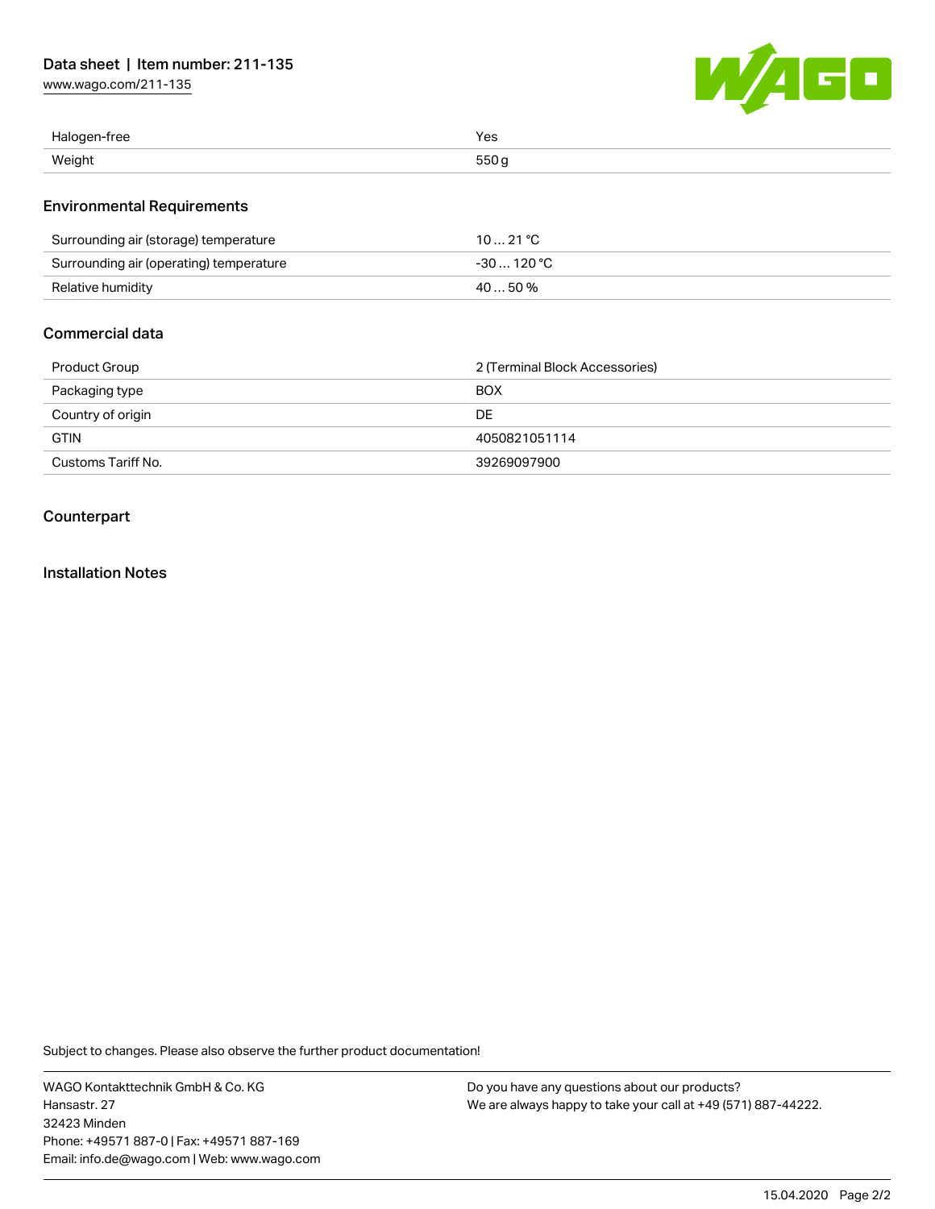| | |
|---|---|
| Halogen-free | Yes |
| Weight | 550 g |

## Environmental Requirements

| | |
|---|---|
| Surrounding air (storage) temperature | 10 … 21 °C |
| Surrounding air (operating) temperature | -30 … 120 °C |
| Relative humidity | 40 … 50 % |

## Commercial data

| | |
|---|---|
| Product Group | 2 (Terminal Block Accessories) |
| Packaging type | BOX |
| Country of origin | DE |
| GTIN | 4050821051114 |
| Customs Tariff No. | 39269097900 |

## Counterpart

## Installation Notes

Subject to changes. Please also observe the further product documentation!

WAGO Kontakttechnik GmbH & Co. KG
Hansastr. 27
32423 Minden
Phone: +49571 887-0 | Fax: +49571 887-169
Email: info.de@wago.com | Web: www.wago.com

Do you have any questions about our products?
We are always happy to take your call at +49 (571) 887-44222.

15.04.2020